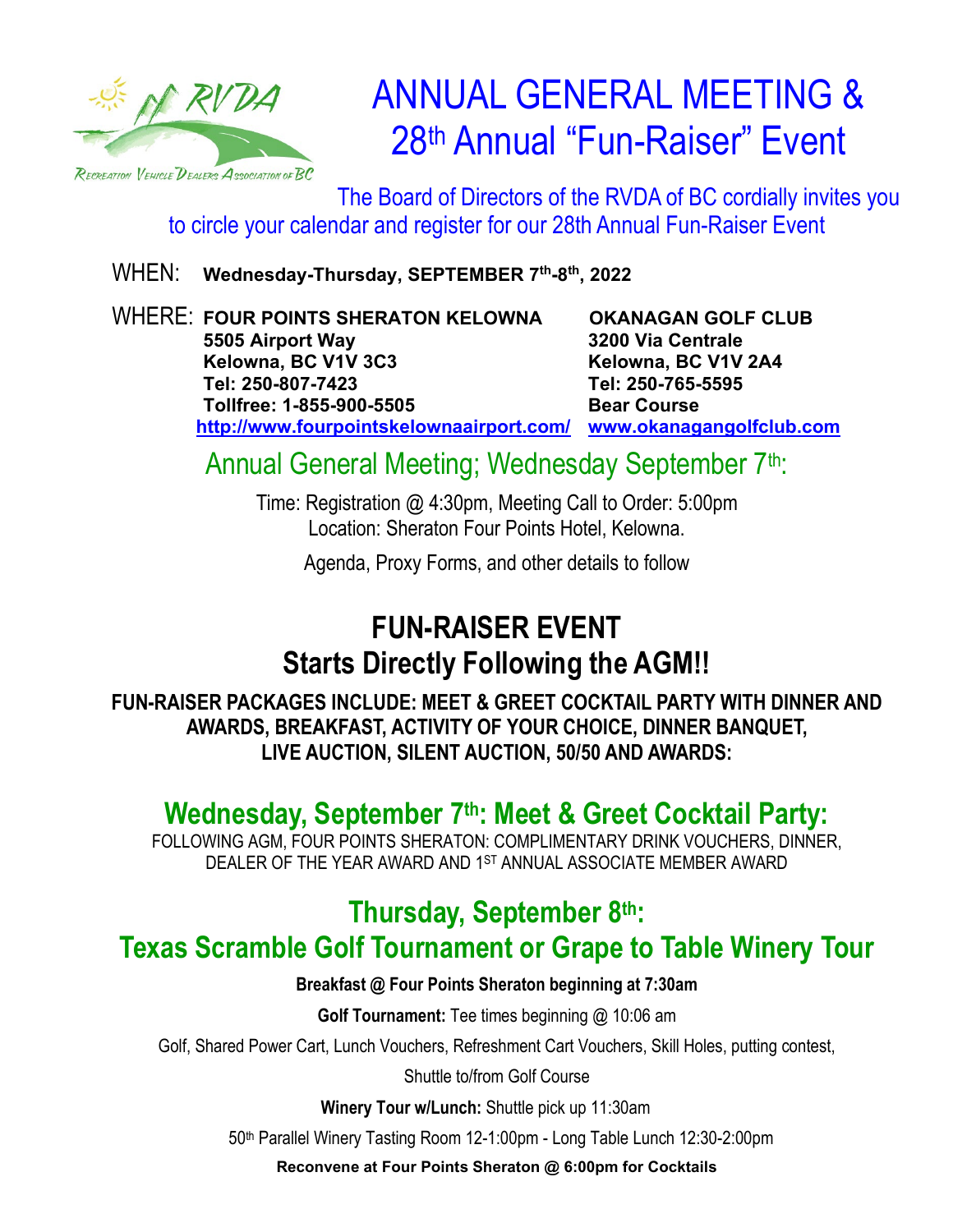RVDA
Recreation Vehicle Dealers Association of BC

# ANNUAL GENERAL MEETING & 28th Annual "Fun-Raiser" Event

The Board of Directors of the RVDA of BC cordially invites you to circle your calendar and register for our 28th Annual Fun-Raiser Event

WHEN: **Wednesday-Thursday, SEPTEMBER 7th-8th, 2022**

WHERE:

| FOUR POINTS SHERATON KELOWNA | OKANAGAN GOLF CLUB |
|---|---|
| **5505 Airport Way** | **3200 Via Centrale** |
| **Kelowna, BC V1V 3C3** | **Kelowna, BC V1V 2A4** |
| **Tel: 250-807-7423** | **Tel: 250-765-5595** |
| **Tollfree: 1-855-900-5505** | **Bear Course** |
| **http://www.fourpointskelownaairport.com/** | **www.okanagangolfclub.com** |

## Annual General Meeting; Wednesday September 7th:

Time: Registration @ 4:30pm, Meeting Call to Order: 5:00pm
Location: Sheraton Four Points Hotel, Kelowna.

Agenda, Proxy Forms, and other details to follow

## FUN-RAISER EVENT
## Starts Directly Following the AGM!!

**FUN-RAISER PACKAGES INCLUDE: MEET & GREET COCKTAIL PARTY WITH DINNER AND AWARDS, BREAKFAST, ACTIVITY OF YOUR CHOICE, DINNER BANQUET, LIVE AUCTION, SILENT AUCTION, 50/50 AND AWARDS:**

### Wednesday, September 7th: Meet & Greet Cocktail Party:

FOLLOWING AGM, FOUR POINTS SHERATON: COMPLIMENTARY DRINK VOUCHERS, DINNER, DEALER OF THE YEAR AWARD AND 1ST ANNUAL ASSOCIATE MEMBER AWARD

### Thursday, September 8th:
### Texas Scramble Golf Tournament or Grape to Table Winery Tour

**Breakfast @ Four Points Sheraton beginning at 7:30am**

**Golf Tournament:** Tee times beginning @ 10:06 am

Golf, Shared Power Cart, Lunch Vouchers, Refreshment Cart Vouchers, Skill Holes, putting contest, Shuttle to/from Golf Course

**Winery Tour w/Lunch:** Shuttle pick up 11:30am

50th Parallel Winery Tasting Room 12-1:00pm - Long Table Lunch 12:30-2:00pm

**Reconvene at Four Points Sheraton @ 6:00pm for Cocktails**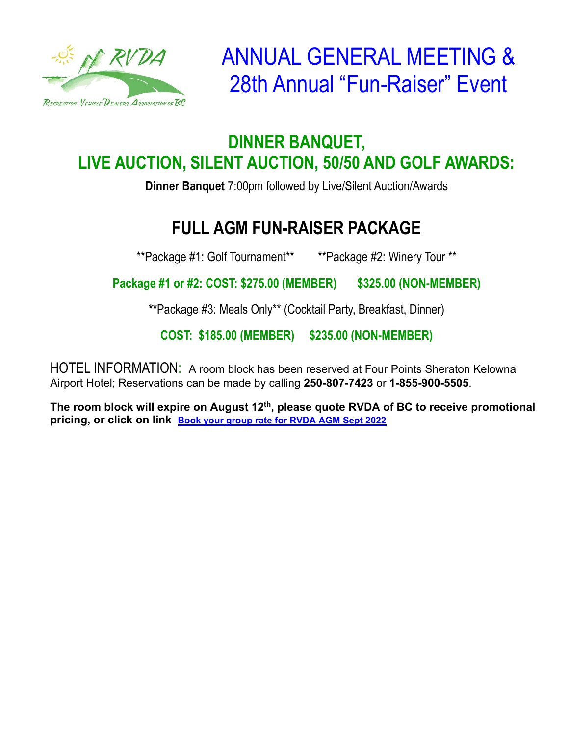# ANNUAL GENERAL MEETING & 28th Annual "Fun-Raiser" Event

## DINNER BANQUET, LIVE AUCTION, SILENT AUCTION, 50/50 AND GOLF AWARDS:

**Dinner Banquet** 7:00pm followed by Live/Silent Auction/Awards

## FULL AGM FUN-RAISER PACKAGE

\*\*Package #1: Golf Tournament\*\* \*\*Package #2: Winery Tour \*\*

**Package #1 or #2: COST: $275.00 (MEMBER) $325.00 (NON-MEMBER)**

\*\*Package #3: Meals Only\*\* (Cocktail Party, Breakfast, Dinner)

**COST: $185.00 (MEMBER) $235.00 (NON-MEMBER)**

HOTEL INFORMATION: A room block has been reserved at Four Points Sheraton Kelowna Airport Hotel; Reservations can be made by calling **250-807-7423** or **1-855-900-5505**.

**The room block will expire on August 12th, please quote RVDA of BC to receive promotional pricing, or click on link** [Book your group rate for RVDA AGM Sept 2022]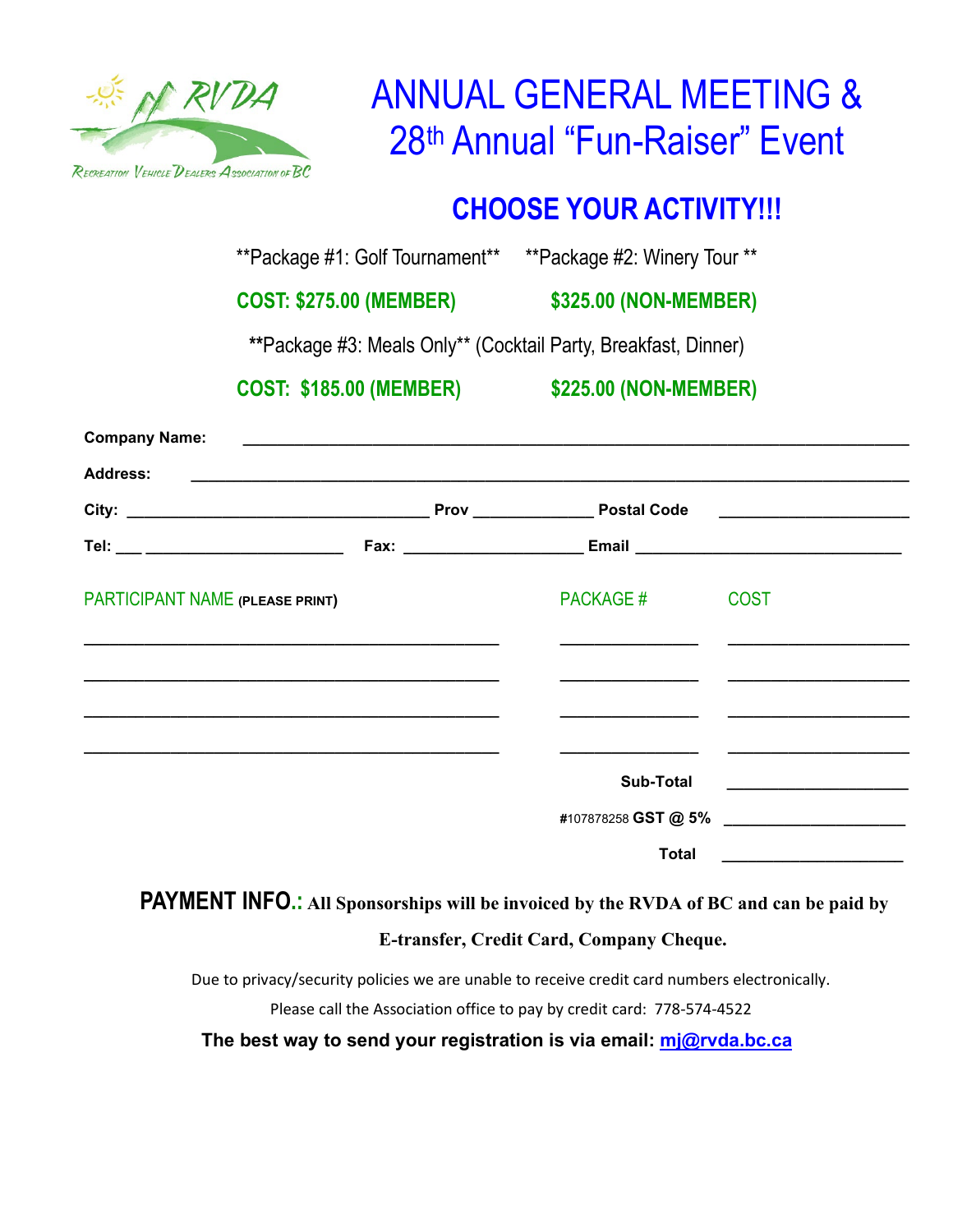RVDA
Recreation Vehicle Dealers Association of BC

# ANNUAL GENERAL MEETING & 28th Annual "Fun-Raiser" Event

## CHOOSE YOUR ACTIVITY!!!

**Package #1: Golf Tournament** **Package #2: Winery Tour **

**COST: $275.00 (MEMBER)** **$325.00 (NON-MEMBER)**

**Package #3: Meals Only** (Cocktail Party, Breakfast, Dinner)

**COST: $185.00 (MEMBER)** **$225.00 (NON-MEMBER)**

**Company Name:** ________________________________________

**Address:** ________________________________________

**City:** ____________________ **Prov** __________ **Postal Code** ____________

**Tel:** ___ ______________ **Fax:** ______________ **Email** ____________________

| PARTICIPANT NAME (PLEASE PRINT) | PACKAGE # | COST |
|---|---|---|
| | | |
| | | |
| | | |
| | | |
| | Sub-Total | |
| | #107878258 GST @ 5% | |
| | Total | |

**PAYMENT INFO.: All Sponsorships will be invoiced by the RVDA of BC and can be paid by E-transfer, Credit Card, Company Cheque.**

Due to privacy/security policies we are unable to receive credit card numbers electronically.

Please call the Association office to pay by credit card: 778-574-4522

**The best way to send your registration is via email: mj@rvda.bc.ca**